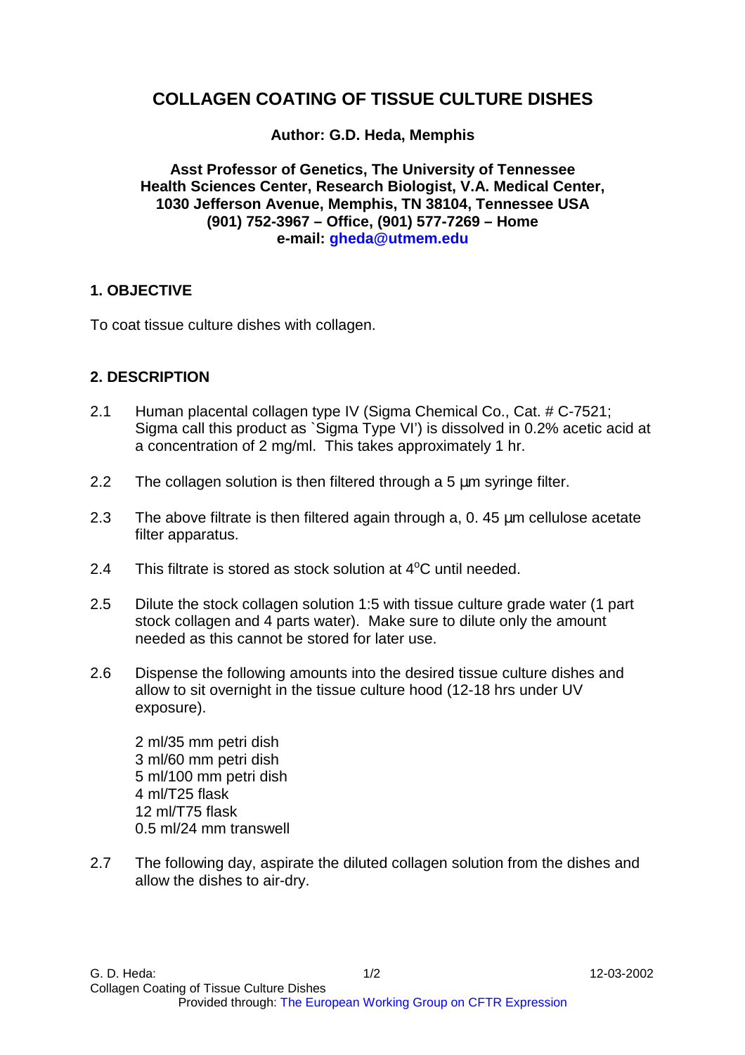# COLLAGEN COATING OF TISSUE CULTURE DISHES

**Author: G.D. Heda, Memphis**

**Asst Professor of Genetics, The University of Tennessee Health Sciences Center, Research Biologist, V.A. Medical Center, 1030 Jefferson Avenue, Memphis, TN 38104, Tennessee USA (901) 752-3967 – Office, (901) 577-7269 – Home e-mail: gheda@utmem.edu**

## 1. OBJECTIVE

To coat tissue culture dishes with collagen.

## 2. DESCRIPTION

2.1 Human placental collagen type IV (Sigma Chemical Co., Cat. # C-7521; Sigma call this product as `Sigma Type VI') is dissolved in 0.2% acetic acid at a concentration of 2 mg/ml. This takes approximately 1 hr.

2.2 The collagen solution is then filtered through a 5 µm syringe filter.

2.3 The above filtrate is then filtered again through a, 0. 45 µm cellulose acetate filter apparatus.

2.4 This filtrate is stored as stock solution at 4$^{o}$C until needed.

2.5 Dilute the stock collagen solution 1:5 with tissue culture grade water (1 part stock collagen and 4 parts water). Make sure to dilute only the amount needed as this cannot be stored for later use.

2.6 Dispense the following amounts into the desired tissue culture dishes and allow to sit overnight in the tissue culture hood (12-18 hrs under UV exposure).

2 ml/35 mm petri dish
3 ml/60 mm petri dish
5 ml/100 mm petri dish
4 ml/T25 flask
12 ml/T75 flask
0.5 ml/24 mm transwell

2.7 The following day, aspirate the diluted collagen solution from the dishes and allow the dishes to air-dry.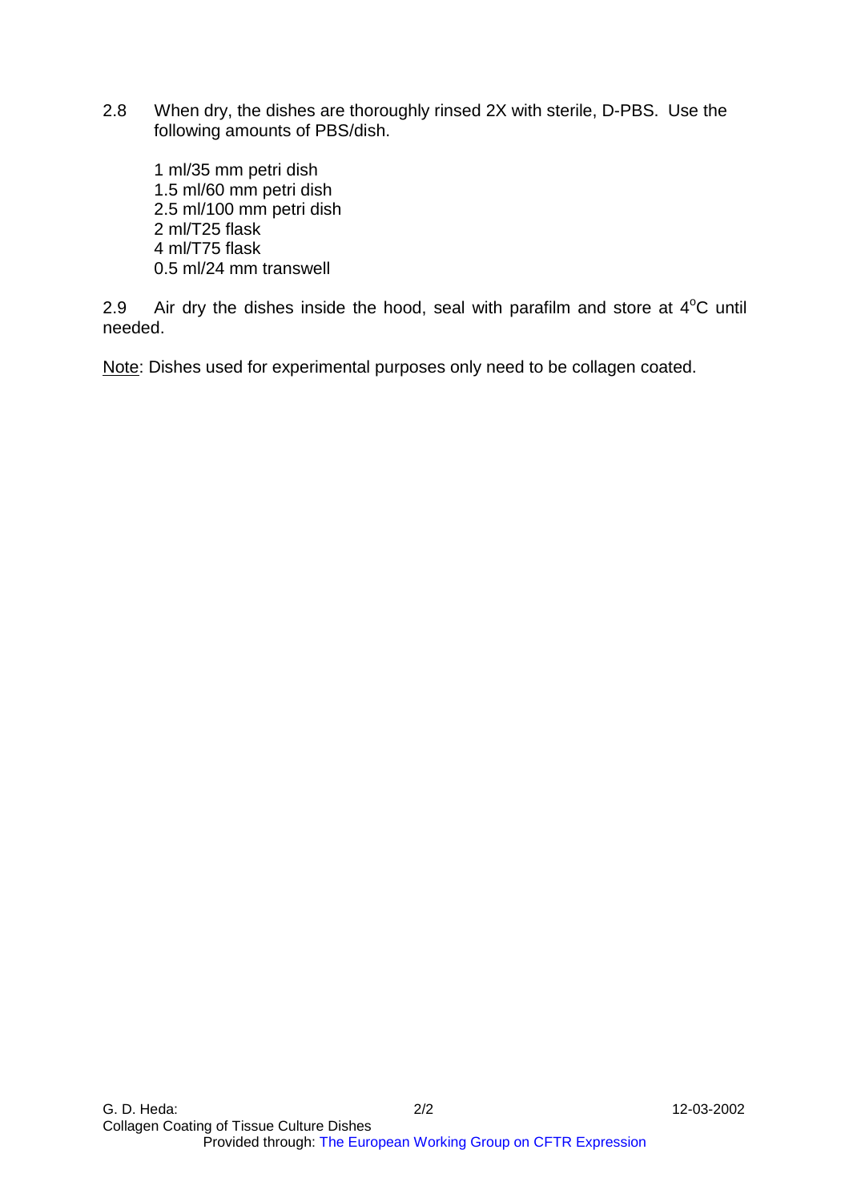2.8 When dry, the dishes are thoroughly rinsed 2X with sterile, D-PBS. Use the following amounts of PBS/dish.

1 ml/35 mm petri dish
1.5 ml/60 mm petri dish
2.5 ml/100 mm petri dish
2 ml/T25 flask
4 ml/T75 flask
0.5 ml/24 mm transwell

2.9 Air dry the dishes inside the hood, seal with parafilm and store at $4^{o}C$ until needed.

Note: Dishes used for experimental purposes only need to be collagen coated.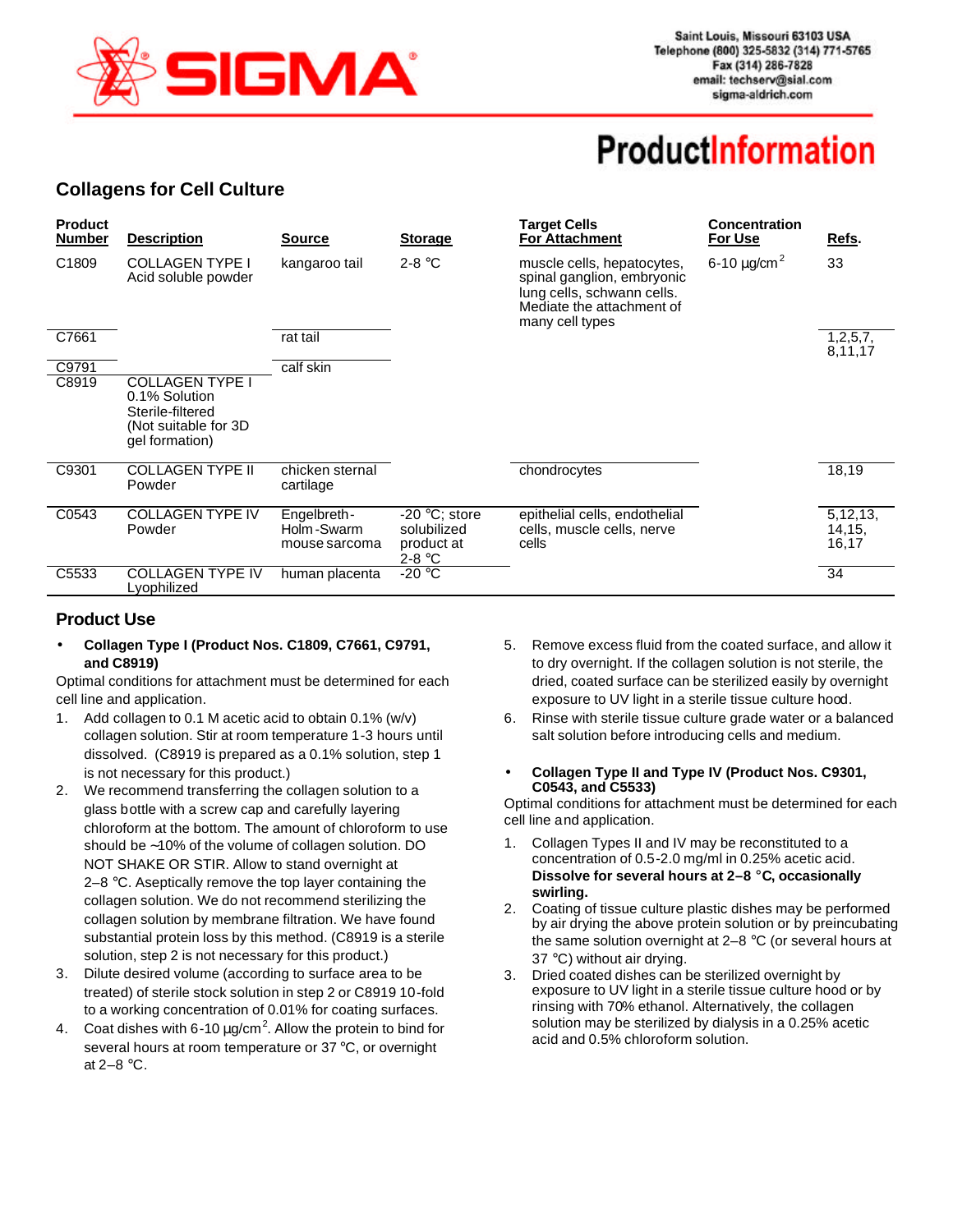# ProductInformation

## Collagens for Cell Culture

| Product Number | Description | Source | Storage | Target Cells For Attachment | Concentration For Use | Refs. |
|---|---|---|---|---|---|---|
| C1809 | COLLAGEN TYPE I Acid soluble powder | kangaroo tail | 2-8 °C | muscle cells, hepatocytes, spinal ganglion, embryonic lung cells, schwann cells. Mediate the attachment of many cell types | 6-10 µg/cm$^2$ | 33 |
| C7661 | | rat tail | | | | 1,2,5,7, 8,11,17 |
| C9791 | | calf skin | | | | |
| C8919 | COLLAGEN TYPE I 0.1% Solution Sterile-filtered (Not suitable for 3D gel formation) | | | | | |
| C9301 | COLLAGEN TYPE II Powder | chicken sternal cartilage | | chondrocytes | | 18,19 |
| C0543 | COLLAGEN TYPE IV Powder | Engelbreth-Holm-Swarm mouse sarcoma | -20 °C; store solubilized product at 2-8 °C | epithelial cells, endothelial cells, muscle cells, nerve cells | | 5,12,13, 14,15, 16,17 |
| C5533 | COLLAGEN TYPE IV Lyophilized | human placenta | -20 °C | | | 34 |

## Product Use

- **Collagen Type I (Product Nos. C1809, C7661, C9791, and C8919)**

Optimal conditions for attachment must be determined for each cell line and application.

1. Add collagen to 0.1 M acetic acid to obtain 0.1% (w/v) collagen solution. Stir at room temperature 1-3 hours until dissolved. (C8919 is prepared as a 0.1% solution, step 1 is not necessary for this product.)
2. We recommend transferring the collagen solution to a glass bottle with a screw cap and carefully layering chloroform at the bottom. The amount of chloroform to use should be ~10% of the volume of collagen solution. DO NOT SHAKE OR STIR. Allow to stand overnight at 2–8 °C. Aseptically remove the top layer containing the collagen solution. We do not recommend sterilizing the collagen solution by membrane filtration. We have found substantial protein loss by this method. (C8919 is a sterile solution, step 2 is not necessary for this product.)
3. Dilute desired volume (according to surface area to be treated) of sterile stock solution in step 2 or C8919 10-fold to a working concentration of 0.01% for coating surfaces.
4. Coat dishes with 6-10 µg/cm$^2$. Allow the protein to bind for several hours at room temperature or 37 °C, or overnight at 2–8 °C.
5. Remove excess fluid from the coated surface, and allow it to dry overnight. If the collagen solution is not sterile, the dried, coated surface can be sterilized easily by overnight exposure to UV light in a sterile tissue culture hood.
6. Rinse with sterile tissue culture grade water or a balanced salt solution before introducing cells and medium.

- **Collagen Type II and Type IV (Product Nos. C9301, C0543, and C5533)**

Optimal conditions for attachment must be determined for each cell line and application.

1. Collagen Types II and IV may be reconstituted to a concentration of 0.5-2.0 mg/ml in 0.25% acetic acid. **Dissolve for several hours at 2–8 °C, occasionally swirling.**
2. Coating of tissue culture plastic dishes may be performed by air drying the above protein solution or by preincubating the same solution overnight at 2–8 °C (or several hours at 37 °C) without air drying.
3. Dried coated dishes can be sterilized overnight by exposure to UV light in a sterile tissue culture hood or by rinsing with 70% ethanol. Alternatively, the collagen solution may be sterilized by dialysis in a 0.25% acetic acid and 0.5% chloroform solution.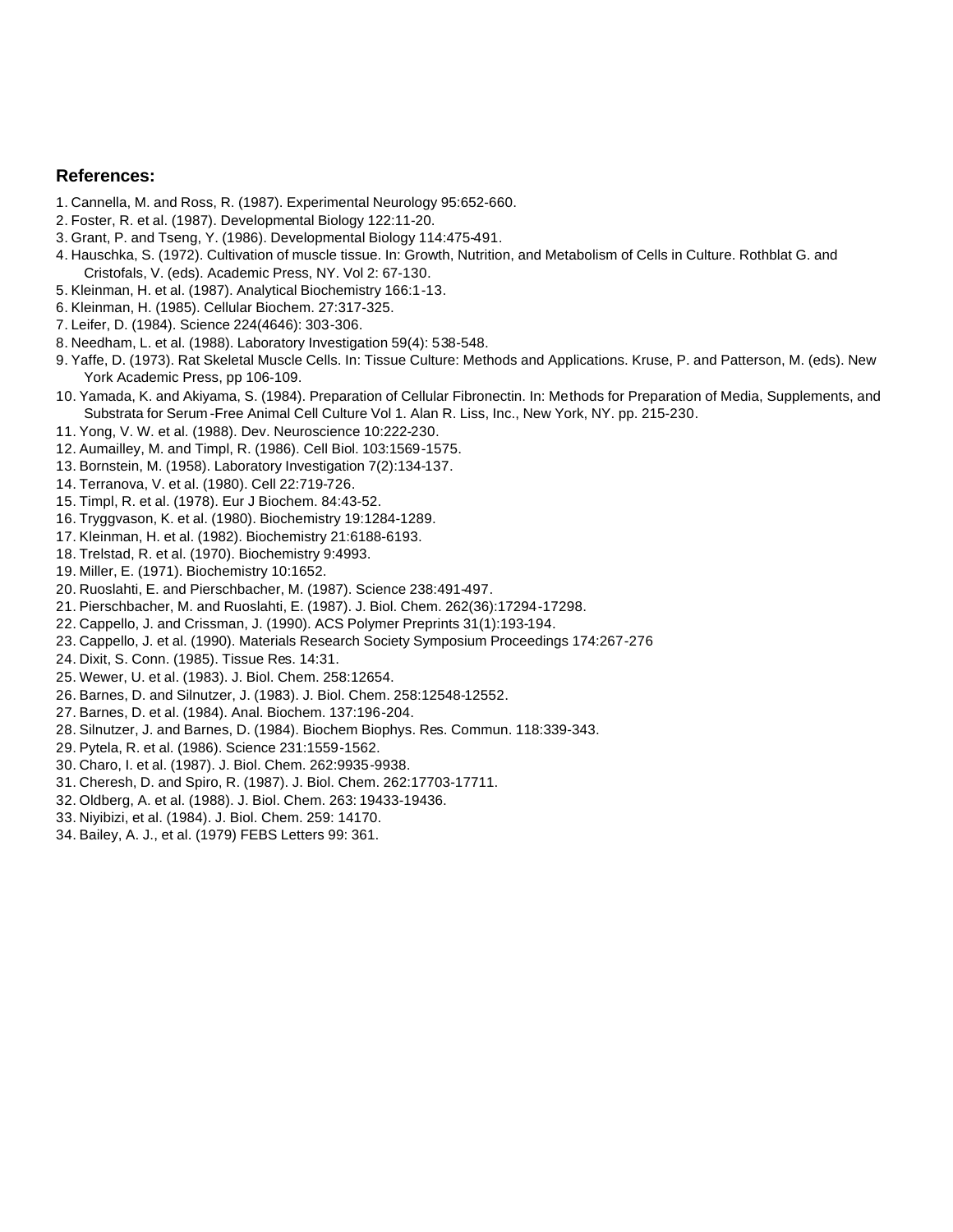## References:

1. Cannella, M. and Ross, R. (1987). Experimental Neurology 95:652-660.
2. Foster, R. et al. (1987). Developmental Biology 122:11-20.
3. Grant, P. and Tseng, Y. (1986). Developmental Biology 114:475-491.
4. Hauschka, S. (1972). Cultivation of muscle tissue. In: Growth, Nutrition, and Metabolism of Cells in Culture. Rothblat G. and Cristofals, V. (eds). Academic Press, NY. Vol 2: 67-130.
5. Kleinman, H. et al. (1987). Analytical Biochemistry 166:1-13.
6. Kleinman, H. (1985). Cellular Biochem. 27:317-325.
7. Leifer, D. (1984). Science 224(4646): 303-306.
8. Needham, L. et al. (1988). Laboratory Investigation 59(4): 538-548.
9. Yaffe, D. (1973). Rat Skeletal Muscle Cells. In: Tissue Culture: Methods and Applications. Kruse, P. and Patterson, M. (eds). New York Academic Press, pp 106-109.
10. Yamada, K. and Akiyama, S. (1984). Preparation of Cellular Fibronectin. In: Methods for Preparation of Media, Supplements, and Substrata for Serum-Free Animal Cell Culture Vol 1. Alan R. Liss, Inc., New York, NY. pp. 215-230.
11. Yong, V. W. et al. (1988). Dev. Neuroscience 10:222-230.
12. Aumailley, M. and Timpl, R. (1986). Cell Biol. 103:1569-1575.
13. Bornstein, M. (1958). Laboratory Investigation 7(2):134-137.
14. Terranova, V. et al. (1980). Cell 22:719-726.
15. Timpl, R. et al. (1978). Eur J Biochem. 84:43-52.
16. Tryggvason, K. et al. (1980). Biochemistry 19:1284-1289.
17. Kleinman, H. et al. (1982). Biochemistry 21:6188-6193.
18. Trelstad, R. et al. (1970). Biochemistry 9:4993.
19. Miller, E. (1971). Biochemistry 10:1652.
20. Ruoslahti, E. and Pierschbacher, M. (1987). Science 238:491-497.
21. Pierschbacher, M. and Ruoslahti, E. (1987). J. Biol. Chem. 262(36):17294-17298.
22. Cappello, J. and Crissman, J. (1990). ACS Polymer Preprints 31(1):193-194.
23. Cappello, J. et al. (1990). Materials Research Society Symposium Proceedings 174:267-276
24. Dixit, S. Conn. (1985). Tissue Res. 14:31.
25. Wewer, U. et al. (1983). J. Biol. Chem. 258:12654.
26. Barnes, D. and Silnutzer, J. (1983). J. Biol. Chem. 258:12548-12552.
27. Barnes, D. et al. (1984). Anal. Biochem. 137:196-204.
28. Silnutzer, J. and Barnes, D. (1984). Biochem Biophys. Res. Commun. 118:339-343.
29. Pytela, R. et al. (1986). Science 231:1559-1562.
30. Charo, I. et al. (1987). J. Biol. Chem. 262:9935-9938.
31. Cheresh, D. and Spiro, R. (1987). J. Biol. Chem. 262:17703-17711.
32. Oldberg, A. et al. (1988). J. Biol. Chem. 263: 19433-19436.
33. Niyibizi, et al. (1984). J. Biol. Chem. 259: 14170.
34. Bailey, A. J., et al. (1979) FEBS Letters 99: 361.